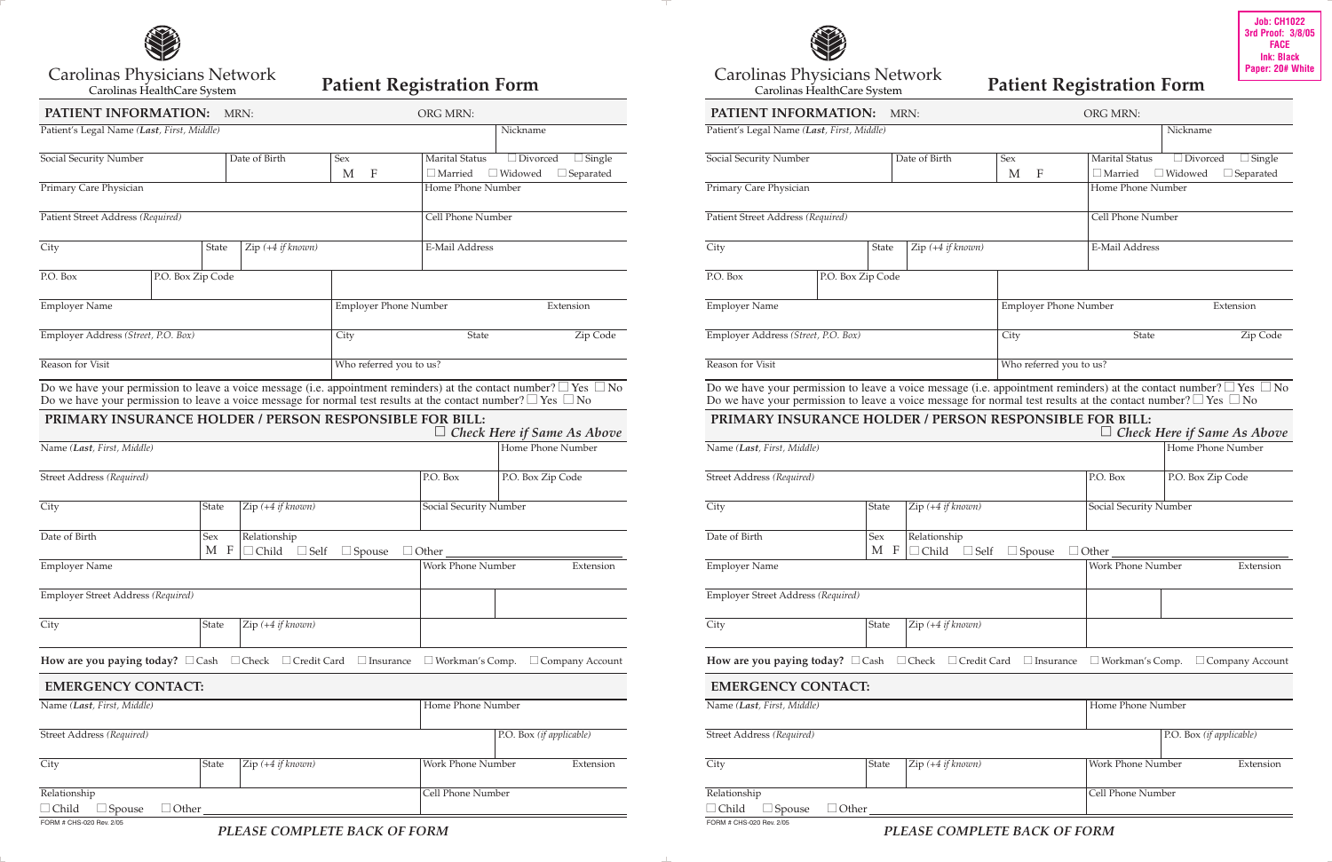Carolinas Physicians Network
Carolinas HealthCare System

# Patient Registration Form

## PATIENT INFORMATION: MRN: ORG MRN:

| Patient's Legal Name (*Last*, *First*, *Middle*) | | | | Nickname |
|---|---|---|---|---|
| Social Security Number | Date of Birth | Sex M F | Marital Status ☐ Divorced ☐ Single ☐ Married ☐ Widowed ☐ Separated | |
| Primary Care Physician | | | Home Phone Number | |
| Patient Street Address *(Required)* | | | Cell Phone Number | |
| City | State | Zip *(+4 if known)* | E-Mail Address | |
| P.O. Box | P.O. Box Zip Code | | | |
| Employer Name | | | Employer Phone Number | Extension |
| Employer Address *(Street, P.O. Box)* | | | City State | Zip Code |
| Reason for Visit | | | Who referred you to us? | |

Do we have your permission to leave a voice message (i.e. appointment reminders) at the contact number? ☐ Yes ☐ No
Do we have your permission to leave a voice message for normal test results at the contact number? ☐ Yes ☐ No

## PRIMARY INSURANCE HOLDER / PERSON RESPONSIBLE FOR BILL:

☐ *Check Here if Same As Above*

| Name (*Last*, *First*, *Middle*) | | | | Home Phone Number |
|---|---|---|---|---|
| Street Address *(Required)* | | | P.O. Box | P.O. Box Zip Code |
| City | State | Zip *(+4 if known)* | Social Security Number | |
| Date of Birth | Sex M F | Relationship ☐ Child ☐ Self ☐ Spouse ☐ Other ______ | | |
| Employer Name | | | Work Phone Number | Extension |
| Employer Street Address *(Required)* | | | | |
| City | State | Zip *(+4 if known)* | | |

**How are you paying today?** ☐ Cash ☐ Check ☐ Credit Card ☐ Insurance ☐ Workman's Comp. ☐ Company Account

## EMERGENCY CONTACT:

| Name (*Last*, *First*, *Middle*) | | | Home Phone Number | |
|---|---|---|---|---|
| Street Address *(Required)* | | | | P.O. Box *(if applicable)* |
| City | State | Zip *(+4 if known)* | Work Phone Number | Extension |
| Relationship ☐ Child ☐ Spouse ☐ Other ______ | | | Cell Phone Number | |

FORM # CHS-020 Rev. 2/05

*PLEASE COMPLETE BACK OF FORM*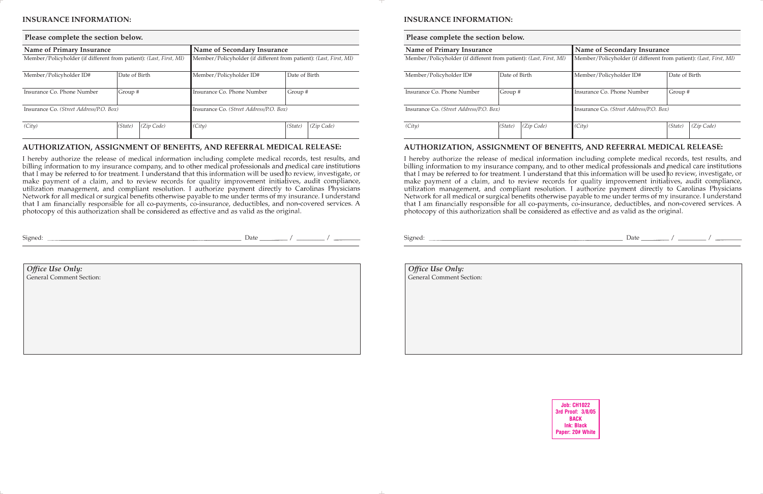**INSURANCE INFORMATION:**

| Please complete the section below. | | | | | |
|---|---|---|---|---|---|
| **Name of Primary Insurance** | | | **Name of Secondary Insurance** | | |
| Member/Policyholder (if different from patient): *(Last, First, MI)* | | | Member/Policyholder (if different from patient): *(Last, First, MI)* | | |
| Member/Policyholder ID# | Date of Birth | | Member/Policyholder ID# | Date of Birth | |
| Insurance Co. Phone Number | Group # | | Insurance Co. Phone Number | Group # | |
| Insurance Co. *(Street Address/P.O. Box)* | | | Insurance Co. *(Street Address/P.O. Box)* | | |
| *(City)* | *(State)* | *(Zip Code)* | *(City)* | *(State)* | *(Zip Code)* |

## AUTHORIZATION, ASSIGNMENT OF BENEFITS, AND REFERRAL MEDICAL RELEASE:

I hereby authorize the release of medical information including complete medical records, test results, and billing information to my insurance company, and to other medical professionals and medical care institutions that I may be referred to for treatment. I understand that this information will be used to review, investigate, or make payment of a claim, and to review records for quality improvement initiatives, audit compliance, utilization management, and compliant resolution. I authorize payment directly to Carolinas Physicians Network for all medical or surgical benefits otherwise payable to me under terms of my insurance. I understand that I am financially responsible for all co-payments, co-insurance, deductibles, and non-covered services. A photocopy of this authorization shall be considered as effective and as valid as the original.

Signed: ______________________________ Date ______ / ______ / ______

***Office Use Only:***
General Comment Section:

---

**INSURANCE INFORMATION:**

| Please complete the section below. | | | | | |
|---|---|---|---|---|---|
| **Name of Primary Insurance** | | | **Name of Secondary Insurance** | | |
| Member/Policyholder (if different from patient): *(Last, First, MI)* | | | Member/Policyholder (if different from patient): *(Last, First, MI)* | | |
| Member/Policyholder ID# | Date of Birth | | Member/Policyholder ID# | Date of Birth | |
| Insurance Co. Phone Number | Group # | | Insurance Co. Phone Number | Group # | |
| Insurance Co. *(Street Address/P.O. Box)* | | | Insurance Co. *(Street Address/P.O. Box)* | | |
| *(City)* | *(State)* | *(Zip Code)* | *(City)* | *(State)* | *(Zip Code)* |

## AUTHORIZATION, ASSIGNMENT OF BENEFITS, AND REFERRAL MEDICAL RELEASE:

I hereby authorize the release of medical information including complete medical records, test results, and billing information to my insurance company, and to other medical professionals and medical care institutions that I may be referred to for treatment. I understand that this information will be used to review, investigate, or make payment of a claim, and to review records for quality improvement initiatives, audit compliance, utilization management, and compliant resolution. I authorize payment directly to Carolinas Physicians Network for all medical or surgical benefits otherwise payable to me under terms of my insurance. I understand that I am financially responsible for all co-payments, co-insurance, deductibles, and non-covered services. A photocopy of this authorization shall be considered as effective and as valid as the original.

Signed: ______________________________ Date ______ / ______ / ______

***Office Use Only:***
General Comment Section:

**Job: CH1022**
**3rd Proof: 3/8/05**
**BACK**
**Ink: Black**
**Paper: 20# White**